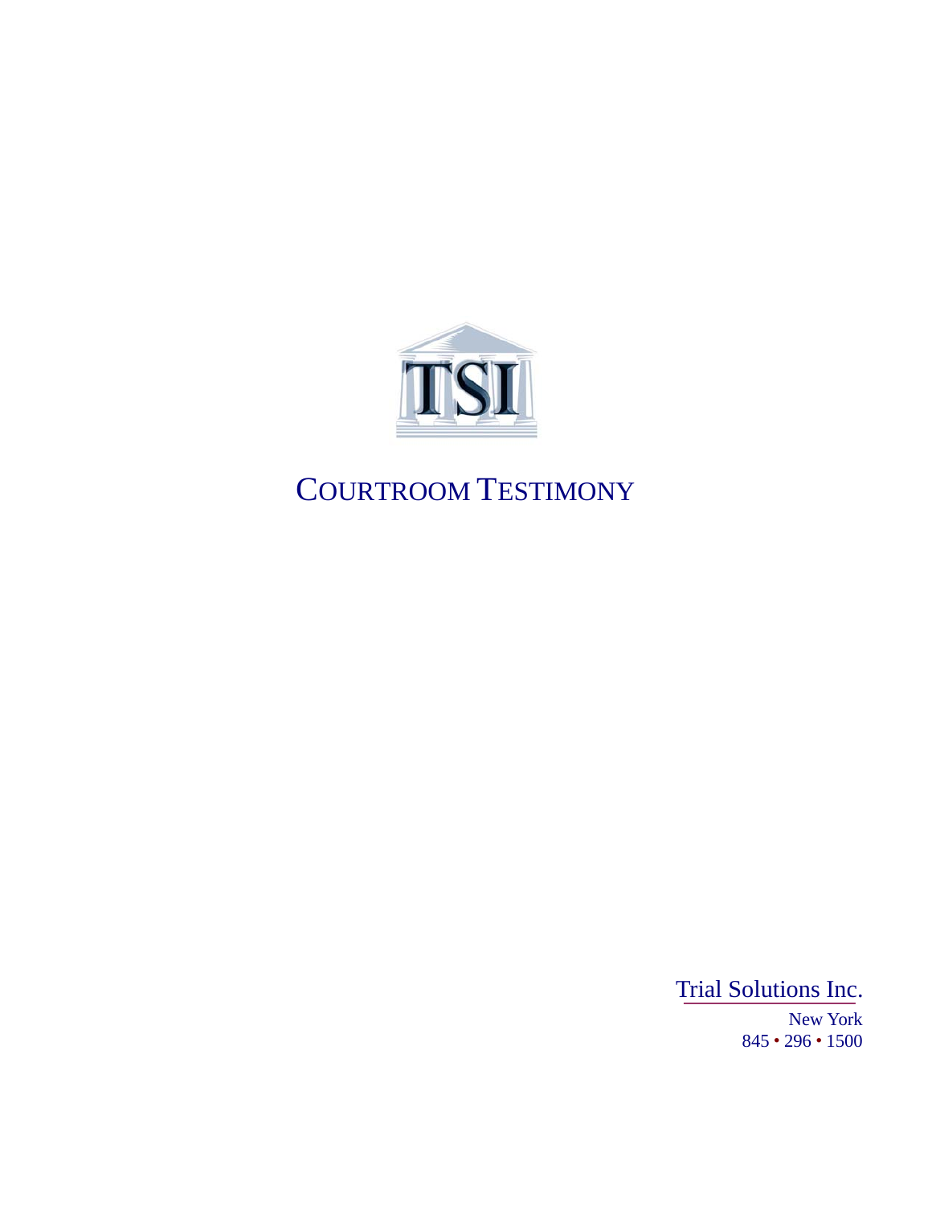TSI

# COURTROOM TESTIMONY

Trial Solutions Inc.

New York

845 • 296 • 1500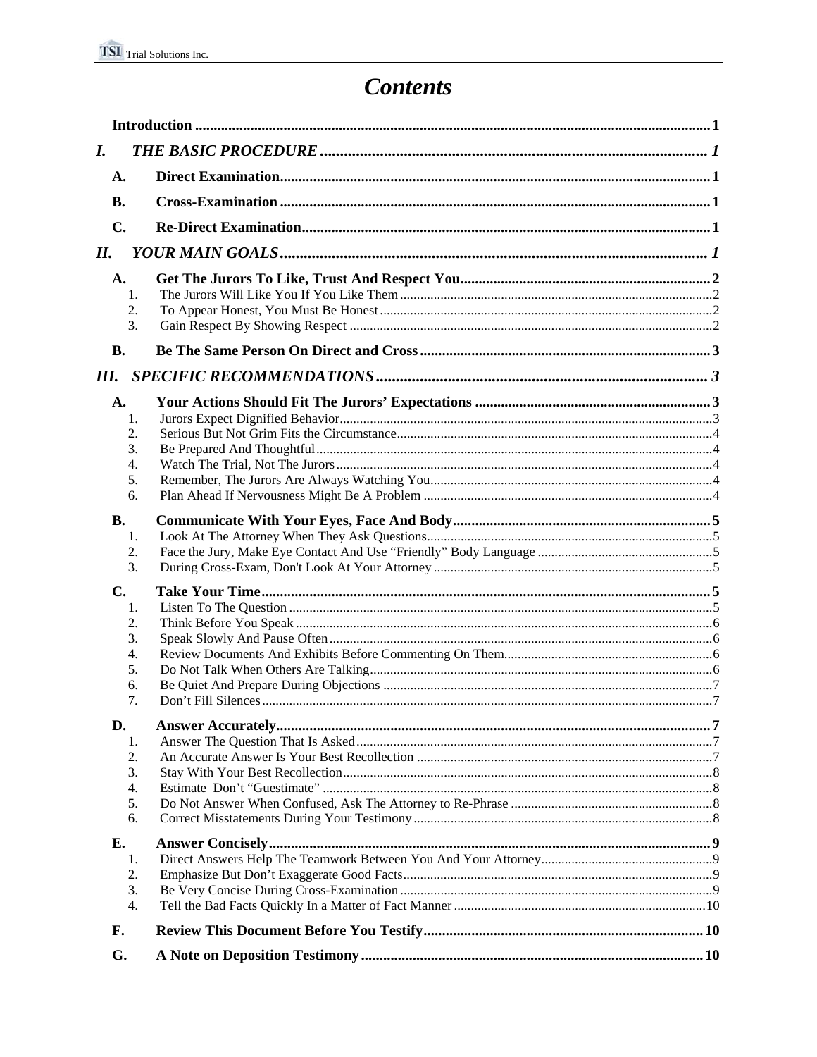# *Contents*

**Introduction** ........ **1**

***I. THE BASIC PROCEDURE*** ........ ***1***

- **A. Direct Examination** ........ **1**
- **B. Cross-Examination** ........ **1**
- **C. Re-Direct Examination** ........ **1**

***II. YOUR MAIN GOALS*** ........ ***1***

- **A. Get The Jurors To Like, Trust And Respect You** ........ **2**
  1. The Jurors Will Like You If You Like Them ........ 2
  2. To Appear Honest, You Must Be Honest ........ 2
  3. Gain Respect By Showing Respect ........ 2
- **B. Be The Same Person On Direct and Cross** ........ **3**

***III. SPECIFIC RECOMMENDATIONS*** ........ ***3***

- **A. Your Actions Should Fit The Jurors' Expectations** ........ **3**
  1. Jurors Expect Dignified Behavior ........ 3
  2. Serious But Not Grim Fits the Circumstance ........ 4
  3. Be Prepared And Thoughtful ........ 4
  4. Watch The Trial, Not The Jurors ........ 4
  5. Remember, The Jurors Are Always Watching You ........ 4
  6. Plan Ahead If Nervousness Might Be A Problem ........ 4
- **B. Communicate With Your Eyes, Face And Body** ........ **5**
  1. Look At The Attorney When They Ask Questions ........ 5
  2. Face the Jury, Make Eye Contact And Use "Friendly" Body Language ........ 5
  3. During Cross-Exam, Don't Look At Your Attorney ........ 5
- **C. Take Your Time** ........ **5**
  1. Listen To The Question ........ 5
  2. Think Before You Speak ........ 6
  3. Speak Slowly And Pause Often ........ 6
  4. Review Documents And Exhibits Before Commenting On Them ........ 6
  5. Do Not Talk When Others Are Talking ........ 6
  6. Be Quiet And Prepare During Objections ........ 7
  7. Don't Fill Silences ........ 7
- **D. Answer Accurately** ........ **7**
  1. Answer The Question That Is Asked ........ 7
  2. An Accurate Answer Is Your Best Recollection ........ 7
  3. Stay With Your Best Recollection ........ 8
  4. Estimate Don't "Guestimate" ........ 8
  5. Do Not Answer When Confused, Ask The Attorney to Re-Phrase ........ 8
  6. Correct Misstatements During Your Testimony ........ 8
- **E. Answer Concisely** ........ **9**
  1. Direct Answers Help The Teamwork Between You And Your Attorney ........ 9
  2. Emphasize But Don't Exaggerate Good Facts ........ 9
  3. Be Very Concise During Cross-Examination ........ 9
  4. Tell the Bad Facts Quickly In a Matter of Fact Manner ........ 10
- **F. Review This Document Before You Testify** ........ **10**
- **G. A Note on Deposition Testimony** ........ **10**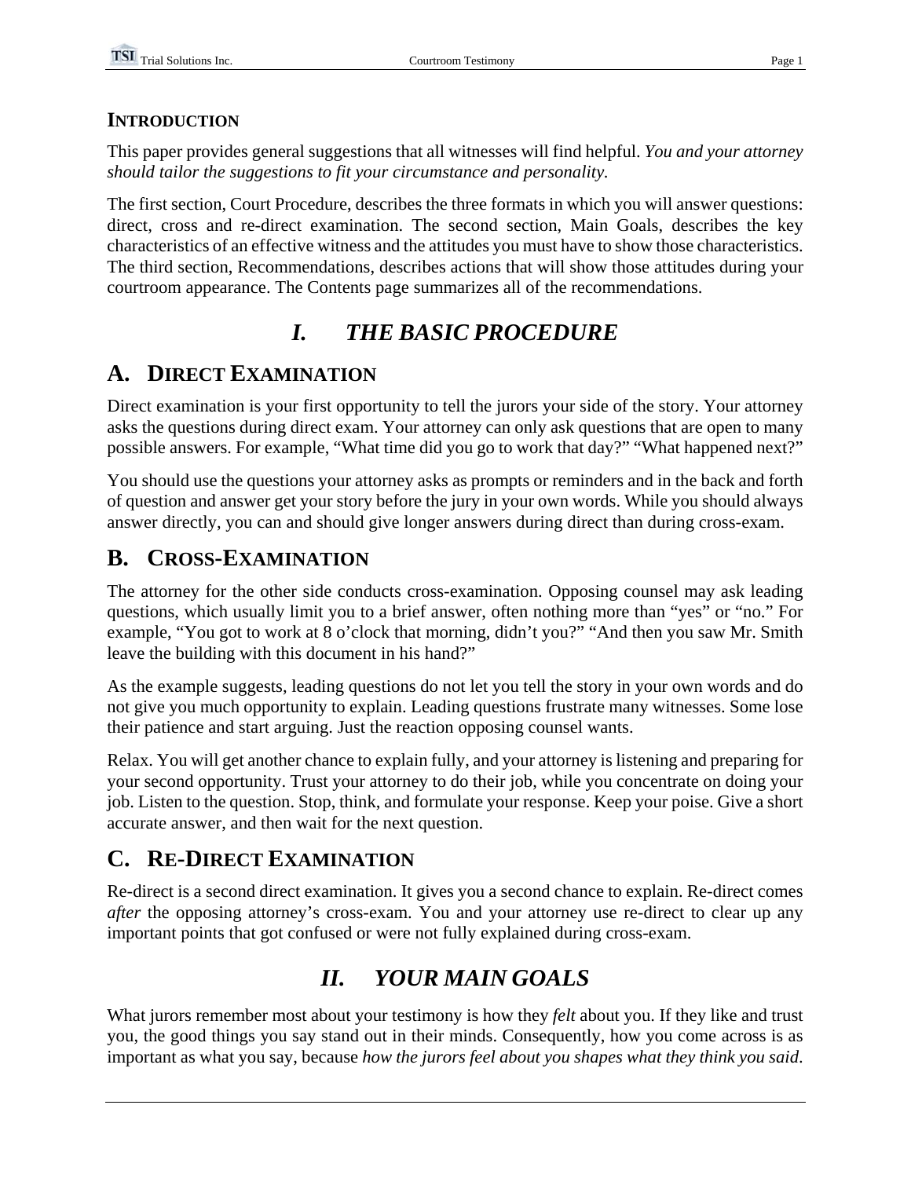## INTRODUCTION

This paper provides general suggestions that all witnesses will find helpful. *You and your attorney should tailor the suggestions to fit your circumstance and personality.*

The first section, Court Procedure, describes the three formats in which you will answer questions: direct, cross and re-direct examination. The second section, Main Goals, describes the key characteristics of an effective witness and the attitudes you must have to show those characteristics. The third section, Recommendations, describes actions that will show those attitudes during your courtroom appearance. The Contents page summarizes all of the recommendations.

# *I. THE BASIC PROCEDURE*

## A. DIRECT EXAMINATION

Direct examination is your first opportunity to tell the jurors your side of the story. Your attorney asks the questions during direct exam. Your attorney can only ask questions that are open to many possible answers. For example, "What time did you go to work that day?" "What happened next?"

You should use the questions your attorney asks as prompts or reminders and in the back and forth of question and answer get your story before the jury in your own words. While you should always answer directly, you can and should give longer answers during direct than during cross-exam.

## B. CROSS-EXAMINATION

The attorney for the other side conducts cross-examination. Opposing counsel may ask leading questions, which usually limit you to a brief answer, often nothing more than "yes" or "no." For example, "You got to work at 8 o'clock that morning, didn't you?" "And then you saw Mr. Smith leave the building with this document in his hand?"

As the example suggests, leading questions do not let you tell the story in your own words and do not give you much opportunity to explain. Leading questions frustrate many witnesses. Some lose their patience and start arguing. Just the reaction opposing counsel wants.

Relax. You will get another chance to explain fully, and your attorney is listening and preparing for your second opportunity. Trust your attorney to do their job, while you concentrate on doing your job. Listen to the question. Stop, think, and formulate your response. Keep your poise. Give a short accurate answer, and then wait for the next question.

## C. RE-DIRECT EXAMINATION

Re-direct is a second direct examination. It gives you a second chance to explain. Re-direct comes *after* the opposing attorney's cross-exam. You and your attorney use re-direct to clear up any important points that got confused or were not fully explained during cross-exam.

# *II. YOUR MAIN GOALS*

What jurors remember most about your testimony is how they *felt* about you. If they like and trust you, the good things you say stand out in their minds. Consequently, how you come across is as important as what you say, because *how the jurors feel about you shapes what they think you said*.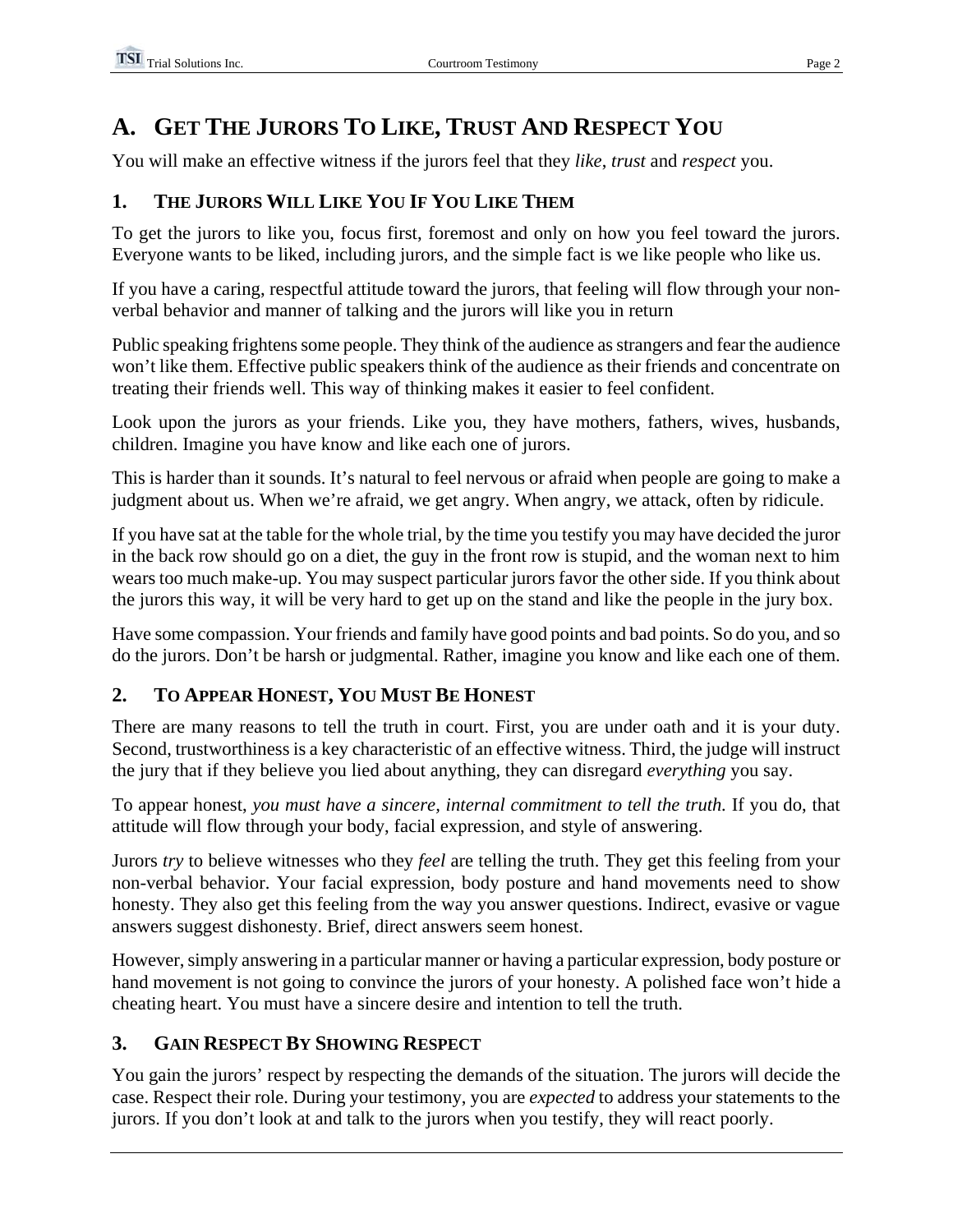# A. Get The Jurors To Like, Trust And Respect You

You will make an effective witness if the jurors feel that they *like*, *trust* and *respect* you.

## 1. The Jurors Will Like You If You Like Them

To get the jurors to like you, focus first, foremost and only on how you feel toward the jurors. Everyone wants to be liked, including jurors, and the simple fact is we like people who like us.

If you have a caring, respectful attitude toward the jurors, that feeling will flow through your non-verbal behavior and manner of talking and the jurors will like you in return

Public speaking frightens some people. They think of the audience as strangers and fear the audience won't like them. Effective public speakers think of the audience as their friends and concentrate on treating their friends well. This way of thinking makes it easier to feel confident.

Look upon the jurors as your friends. Like you, they have mothers, fathers, wives, husbands, children. Imagine you have know and like each one of jurors.

This is harder than it sounds. It's natural to feel nervous or afraid when people are going to make a judgment about us. When we're afraid, we get angry. When angry, we attack, often by ridicule.

If you have sat at the table for the whole trial, by the time you testify you may have decided the juror in the back row should go on a diet, the guy in the front row is stupid, and the woman next to him wears too much make-up. You may suspect particular jurors favor the other side. If you think about the jurors this way, it will be very hard to get up on the stand and like the people in the jury box.

Have some compassion. Your friends and family have good points and bad points. So do you, and so do the jurors. Don't be harsh or judgmental. Rather, imagine you know and like each one of them.

## 2. To Appear Honest, You Must Be Honest

There are many reasons to tell the truth in court. First, you are under oath and it is your duty. Second, trustworthiness is a key characteristic of an effective witness. Third, the judge will instruct the jury that if they believe you lied about anything, they can disregard *everything* you say.

To appear honest, *you must have a sincere, internal commitment to tell the truth.* If you do, that attitude will flow through your body, facial expression, and style of answering.

Jurors *try* to believe witnesses who they *feel* are telling the truth. They get this feeling from your non-verbal behavior. Your facial expression, body posture and hand movements need to show honesty. They also get this feeling from the way you answer questions. Indirect, evasive or vague answers suggest dishonesty. Brief, direct answers seem honest.

However, simply answering in a particular manner or having a particular expression, body posture or hand movement is not going to convince the jurors of your honesty. A polished face won't hide a cheating heart. You must have a sincere desire and intention to tell the truth.

## 3. Gain Respect By Showing Respect

You gain the jurors' respect by respecting the demands of the situation. The jurors will decide the case. Respect their role. During your testimony, you are *expected* to address your statements to the jurors. If you don't look at and talk to the jurors when you testify, they will react poorly.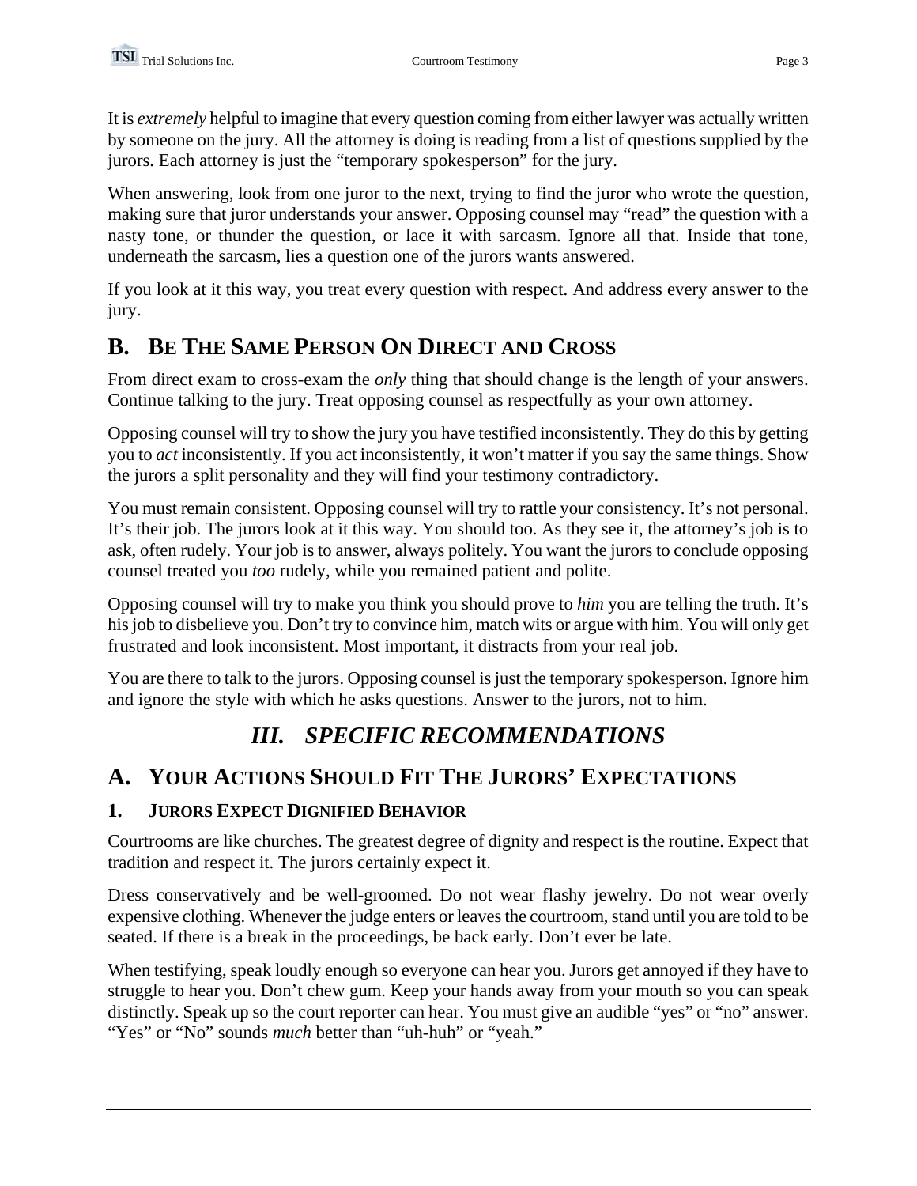It is *extremely* helpful to imagine that every question coming from either lawyer was actually written by someone on the jury. All the attorney is doing is reading from a list of questions supplied by the jurors. Each attorney is just the "temporary spokesperson" for the jury.

When answering, look from one juror to the next, trying to find the juror who wrote the question, making sure that juror understands your answer. Opposing counsel may "read" the question with a nasty tone, or thunder the question, or lace it with sarcasm. Ignore all that. Inside that tone, underneath the sarcasm, lies a question one of the jurors wants answered.

If you look at it this way, you treat every question with respect. And address every answer to the jury.

## B. Be The Same Person On Direct and Cross

From direct exam to cross-exam the *only* thing that should change is the length of your answers. Continue talking to the jury. Treat opposing counsel as respectfully as your own attorney.

Opposing counsel will try to show the jury you have testified inconsistently. They do this by getting you to *act* inconsistently. If you act inconsistently, it won't matter if you say the same things. Show the jurors a split personality and they will find your testimony contradictory.

You must remain consistent. Opposing counsel will try to rattle your consistency. It's not personal. It's their job. The jurors look at it this way. You should too. As they see it, the attorney's job is to ask, often rudely. Your job is to answer, always politely. You want the jurors to conclude opposing counsel treated you *too* rudely, while you remained patient and polite.

Opposing counsel will try to make you think you should prove to *him* you are telling the truth. It's his job to disbelieve you. Don't try to convince him, match wits or argue with him. You will only get frustrated and look inconsistent. Most important, it distracts from your real job.

You are there to talk to the jurors. Opposing counsel is just the temporary spokesperson. Ignore him and ignore the style with which he asks questions. Answer to the jurors, not to him.

# *III. Specific Recommendations*

## A. Your Actions Should Fit The Jurors' Expectations

### 1. Jurors Expect Dignified Behavior

Courtrooms are like churches. The greatest degree of dignity and respect is the routine. Expect that tradition and respect it. The jurors certainly expect it.

Dress conservatively and be well-groomed. Do not wear flashy jewelry. Do not wear overly expensive clothing. Whenever the judge enters or leaves the courtroom, stand until you are told to be seated. If there is a break in the proceedings, be back early. Don't ever be late.

When testifying, speak loudly enough so everyone can hear you. Jurors get annoyed if they have to struggle to hear you. Don't chew gum. Keep your hands away from your mouth so you can speak distinctly. Speak up so the court reporter can hear. You must give an audible "yes" or "no" answer. "Yes" or "No" sounds *much* better than "uh-huh" or "yeah."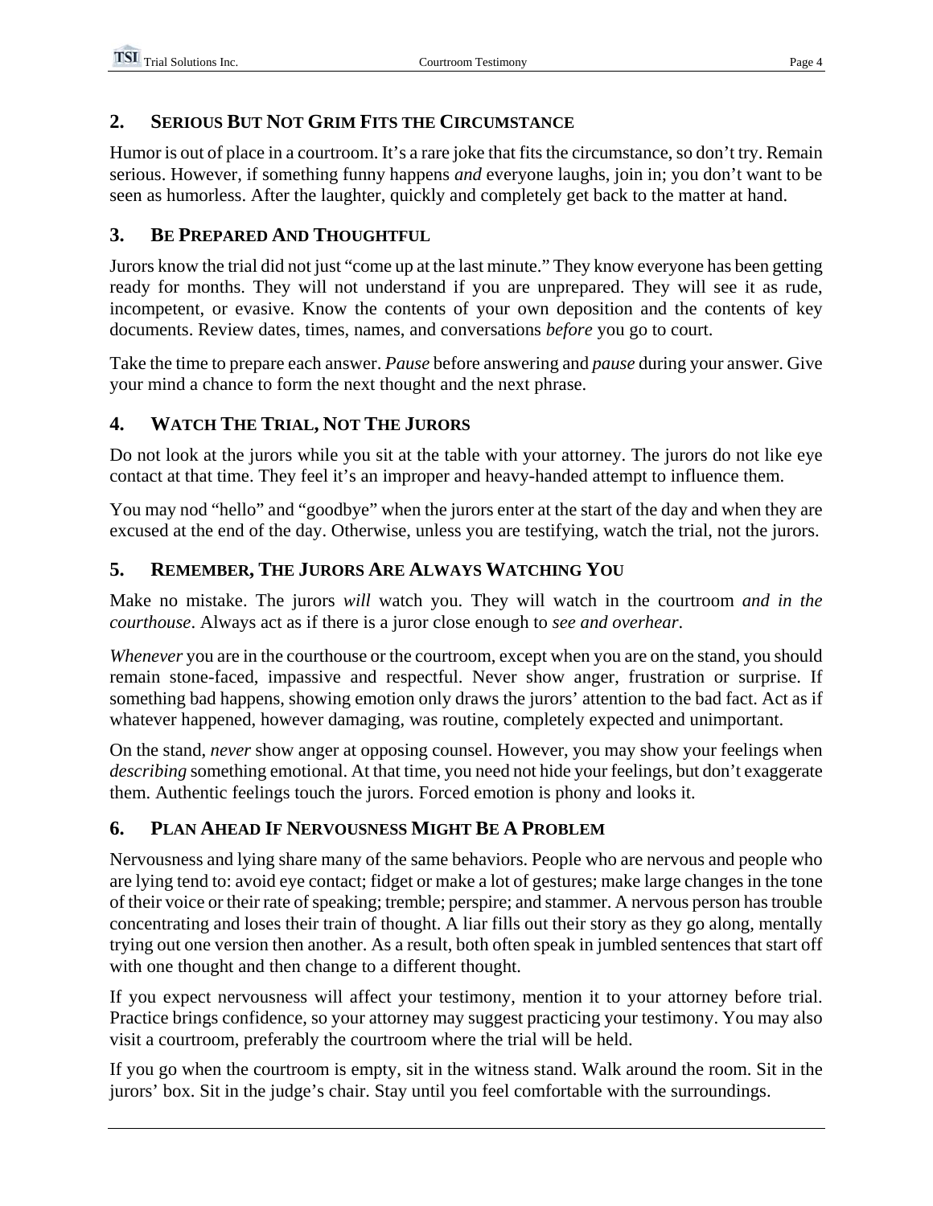## 2. Serious But Not Grim Fits the Circumstance

Humor is out of place in a courtroom. It's a rare joke that fits the circumstance, so don't try. Remain serious. However, if something funny happens *and* everyone laughs, join in; you don't want to be seen as humorless. After the laughter, quickly and completely get back to the matter at hand.

## 3. Be Prepared And Thoughtful

Jurors know the trial did not just "come up at the last minute." They know everyone has been getting ready for months. They will not understand if you are unprepared. They will see it as rude, incompetent, or evasive. Know the contents of your own deposition and the contents of key documents. Review dates, times, names, and conversations *before* you go to court.

Take the time to prepare each answer. *Pause* before answering and *pause* during your answer. Give your mind a chance to form the next thought and the next phrase.

## 4. Watch The Trial, Not The Jurors

Do not look at the jurors while you sit at the table with your attorney. The jurors do not like eye contact at that time. They feel it's an improper and heavy-handed attempt to influence them.

You may nod "hello" and "goodbye" when the jurors enter at the start of the day and when they are excused at the end of the day. Otherwise, unless you are testifying, watch the trial, not the jurors.

## 5. Remember, The Jurors Are Always Watching You

Make no mistake. The jurors *will* watch you. They will watch in the courtroom *and in the courthouse*. Always act as if there is a juror close enough to *see and overhear*.

*Whenever* you are in the courthouse or the courtroom, except when you are on the stand, you should remain stone-faced, impassive and respectful. Never show anger, frustration or surprise. If something bad happens, showing emotion only draws the jurors' attention to the bad fact. Act as if whatever happened, however damaging, was routine, completely expected and unimportant.

On the stand, *never* show anger at opposing counsel. However, you may show your feelings when *describing* something emotional. At that time, you need not hide your feelings, but don't exaggerate them. Authentic feelings touch the jurors. Forced emotion is phony and looks it.

## 6. Plan Ahead If Nervousness Might Be A Problem

Nervousness and lying share many of the same behaviors. People who are nervous and people who are lying tend to: avoid eye contact; fidget or make a lot of gestures; make large changes in the tone of their voice or their rate of speaking; tremble; perspire; and stammer. A nervous person has trouble concentrating and loses their train of thought. A liar fills out their story as they go along, mentally trying out one version then another. As a result, both often speak in jumbled sentences that start off with one thought and then change to a different thought.

If you expect nervousness will affect your testimony, mention it to your attorney before trial. Practice brings confidence, so your attorney may suggest practicing your testimony. You may also visit a courtroom, preferably the courtroom where the trial will be held.

If you go when the courtroom is empty, sit in the witness stand. Walk around the room. Sit in the jurors' box. Sit in the judge's chair. Stay until you feel comfortable with the surroundings.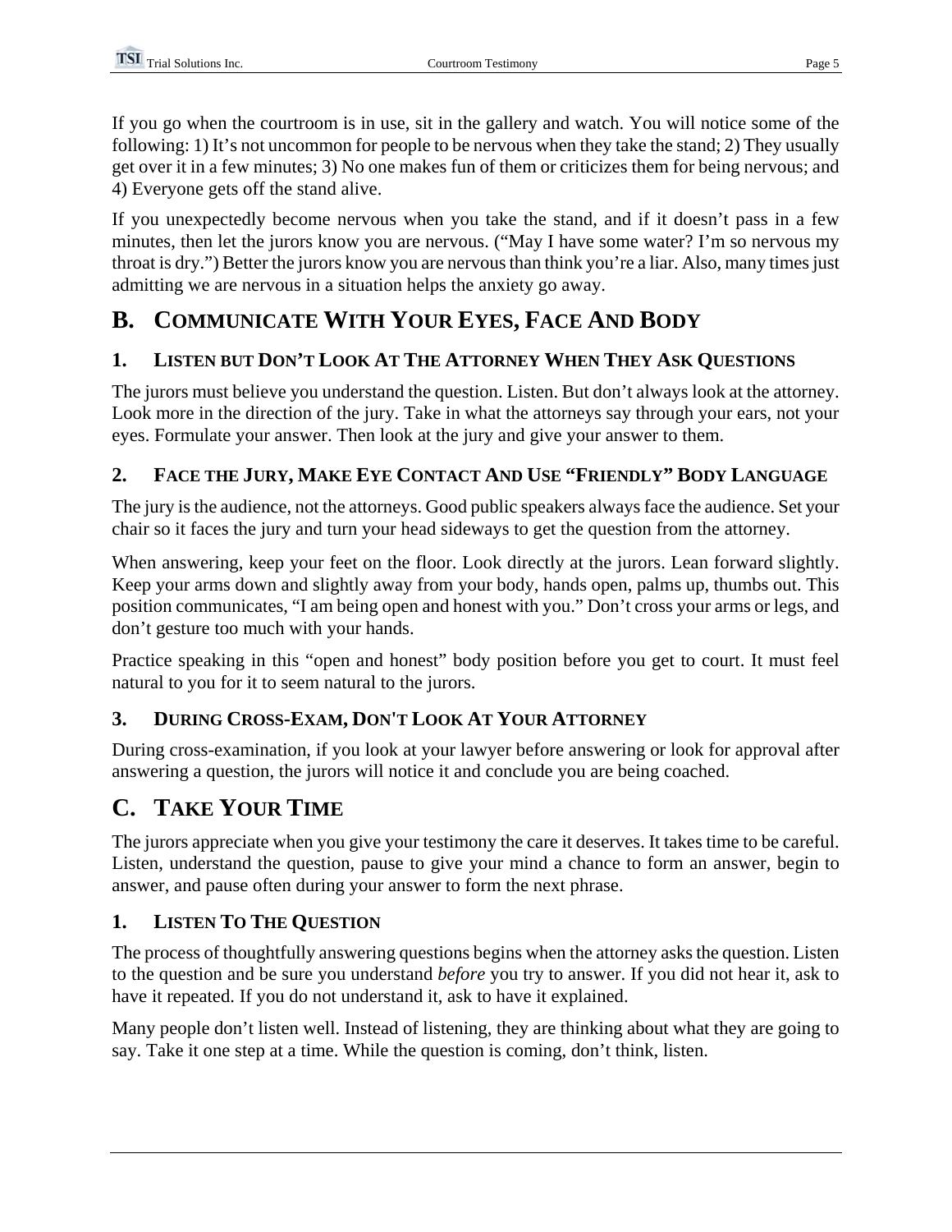If you go when the courtroom is in use, sit in the gallery and watch. You will notice some of the following: 1) It's not uncommon for people to be nervous when they take the stand; 2) They usually get over it in a few minutes; 3) No one makes fun of them or criticizes them for being nervous; and 4) Everyone gets off the stand alive.

If you unexpectedly become nervous when you take the stand, and if it doesn't pass in a few minutes, then let the jurors know you are nervous. ("May I have some water? I'm so nervous my throat is dry.") Better the jurors know you are nervous than think you're a liar. Also, many times just admitting we are nervous in a situation helps the anxiety go away.

## B. Communicate With Your Eyes, Face And Body

### 1. Listen but Don't Look At The Attorney When They Ask Questions

The jurors must believe you understand the question. Listen. But don't always look at the attorney. Look more in the direction of the jury. Take in what the attorneys say through your ears, not your eyes. Formulate your answer. Then look at the jury and give your answer to them.

### 2. Face the Jury, Make Eye Contact And Use "Friendly" Body Language

The jury is the audience, not the attorneys. Good public speakers always face the audience. Set your chair so it faces the jury and turn your head sideways to get the question from the attorney.

When answering, keep your feet on the floor. Look directly at the jurors. Lean forward slightly. Keep your arms down and slightly away from your body, hands open, palms up, thumbs out. This position communicates, "I am being open and honest with you." Don't cross your arms or legs, and don't gesture too much with your hands.

Practice speaking in this "open and honest" body position before you get to court. It must feel natural to you for it to seem natural to the jurors.

### 3. During Cross-Exam, Don't Look At Your Attorney

During cross-examination, if you look at your lawyer before answering or look for approval after answering a question, the jurors will notice it and conclude you are being coached.

## C. Take Your Time

The jurors appreciate when you give your testimony the care it deserves. It takes time to be careful. Listen, understand the question, pause to give your mind a chance to form an answer, begin to answer, and pause often during your answer to form the next phrase.

### 1. Listen To The Question

The process of thoughtfully answering questions begins when the attorney asks the question. Listen to the question and be sure you understand *before* you try to answer. If you did not hear it, ask to have it repeated. If you do not understand it, ask to have it explained.

Many people don't listen well. Instead of listening, they are thinking about what they are going to say. Take it one step at a time. While the question is coming, don't think, listen.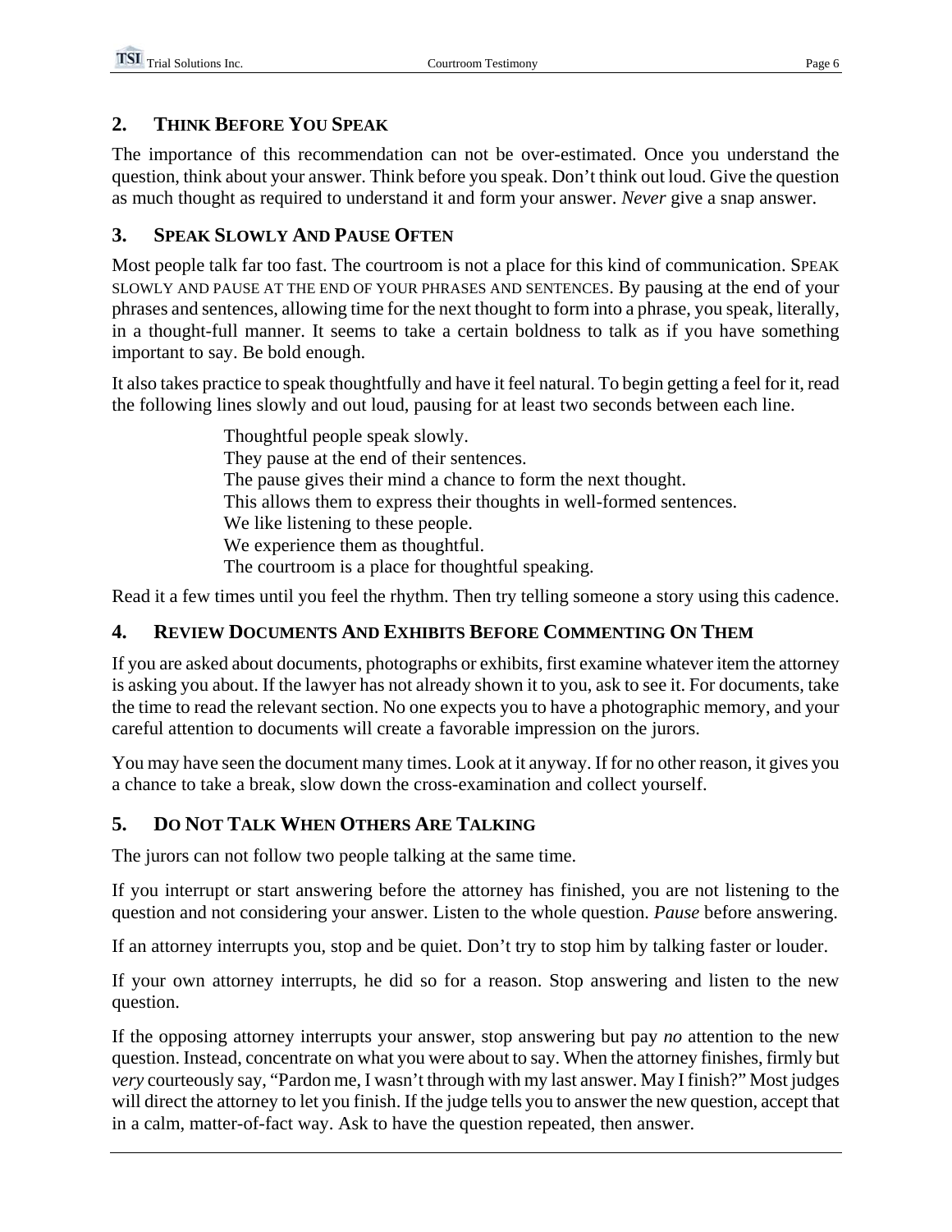## 2. Think Before You Speak

The importance of this recommendation can not be over-estimated. Once you understand the question, think about your answer. Think before you speak. Don't think out loud. Give the question as much thought as required to understand it and form your answer. *Never* give a snap answer.

## 3. Speak Slowly And Pause Often

Most people talk far too fast. The courtroom is not a place for this kind of communication. SPEAK SLOWLY AND PAUSE AT THE END OF YOUR PHRASES AND SENTENCES. By pausing at the end of your phrases and sentences, allowing time for the next thought to form into a phrase, you speak, literally, in a thought-full manner. It seems to take a certain boldness to talk as if you have something important to say. Be bold enough.

It also takes practice to speak thoughtfully and have it feel natural. To begin getting a feel for it, read the following lines slowly and out loud, pausing for at least two seconds between each line.

> Thoughtful people speak slowly.
> They pause at the end of their sentences.
> The pause gives their mind a chance to form the next thought.
> This allows them to express their thoughts in well-formed sentences.
> We like listening to these people.
> We experience them as thoughtful.
> The courtroom is a place for thoughtful speaking.

Read it a few times until you feel the rhythm. Then try telling someone a story using this cadence.

## 4. Review Documents And Exhibits Before Commenting On Them

If you are asked about documents, photographs or exhibits, first examine whatever item the attorney is asking you about. If the lawyer has not already shown it to you, ask to see it. For documents, take the time to read the relevant section. No one expects you to have a photographic memory, and your careful attention to documents will create a favorable impression on the jurors.

You may have seen the document many times. Look at it anyway. If for no other reason, it gives you a chance to take a break, slow down the cross-examination and collect yourself.

## 5. Do Not Talk When Others Are Talking

The jurors can not follow two people talking at the same time.

If you interrupt or start answering before the attorney has finished, you are not listening to the question and not considering your answer. Listen to the whole question. *Pause* before answering.

If an attorney interrupts you, stop and be quiet. Don't try to stop him by talking faster or louder.

If your own attorney interrupts, he did so for a reason. Stop answering and listen to the new question.

If the opposing attorney interrupts your answer, stop answering but pay *no* attention to the new question. Instead, concentrate on what you were about to say. When the attorney finishes, firmly but *very* courteously say, "Pardon me, I wasn't through with my last answer. May I finish?" Most judges will direct the attorney to let you finish. If the judge tells you to answer the new question, accept that in a calm, matter-of-fact way. Ask to have the question repeated, then answer.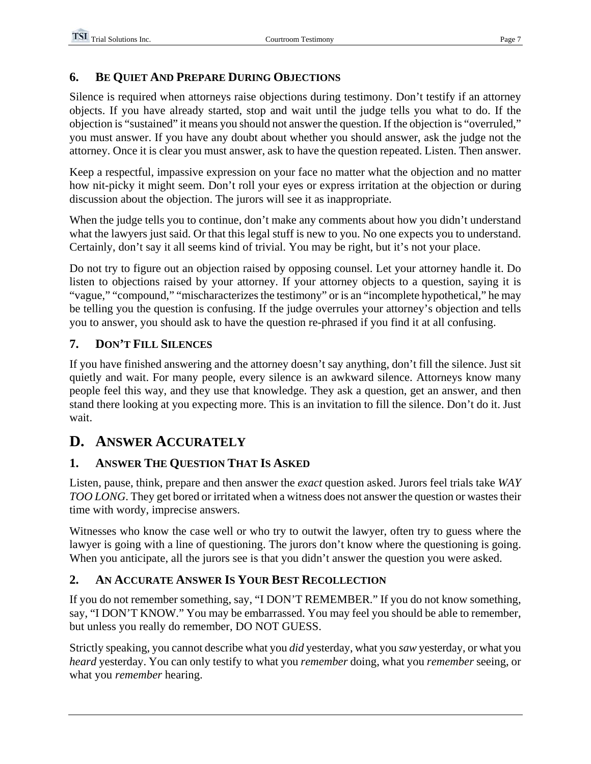### 6. Be Quiet And Prepare During Objections

Silence is required when attorneys raise objections during testimony. Don't testify if an attorney objects. If you have already started, stop and wait until the judge tells you what to do. If the objection is "sustained" it means you should not answer the question. If the objection is "overruled," you must answer. If you have any doubt about whether you should answer, ask the judge not the attorney. Once it is clear you must answer, ask to have the question repeated. Listen. Then answer.

Keep a respectful, impassive expression on your face no matter what the objection and no matter how nit-picky it might seem. Don't roll your eyes or express irritation at the objection or during discussion about the objection. The jurors will see it as inappropriate.

When the judge tells you to continue, don't make any comments about how you didn't understand what the lawyers just said. Or that this legal stuff is new to you. No one expects you to understand. Certainly, don't say it all seems kind of trivial. You may be right, but it's not your place.

Do not try to figure out an objection raised by opposing counsel. Let your attorney handle it. Do listen to objections raised by your attorney. If your attorney objects to a question, saying it is "vague," "compound," "mischaracterizes the testimony" or is an "incomplete hypothetical," he may be telling you the question is confusing. If the judge overrules your attorney's objection and tells you to answer, you should ask to have the question re-phrased if you find it at all confusing.

### 7. Don't Fill Silences

If you have finished answering and the attorney doesn't say anything, don't fill the silence. Just sit quietly and wait. For many people, every silence is an awkward silence. Attorneys know many people feel this way, and they use that knowledge. They ask a question, get an answer, and then stand there looking at you expecting more. This is an invitation to fill the silence. Don't do it. Just wait.

## D. Answer Accurately

### 1. Answer The Question That Is Asked

Listen, pause, think, prepare and then answer the *exact* question asked. Jurors feel trials take *WAY TOO LONG*. They get bored or irritated when a witness does not answer the question or wastes their time with wordy, imprecise answers.

Witnesses who know the case well or who try to outwit the lawyer, often try to guess where the lawyer is going with a line of questioning. The jurors don't know where the questioning is going. When you anticipate, all the jurors see is that you didn't answer the question you were asked.

### 2. An Accurate Answer Is Your Best Recollection

If you do not remember something, say, "I DON'T REMEMBER." If you do not know something, say, "I DON'T KNOW." You may be embarrassed. You may feel you should be able to remember, but unless you really do remember, DO NOT GUESS.

Strictly speaking, you cannot describe what you *did* yesterday, what you *saw* yesterday, or what you *heard* yesterday. You can only testify to what you *remember* doing, what you *remember* seeing, or what you *remember* hearing.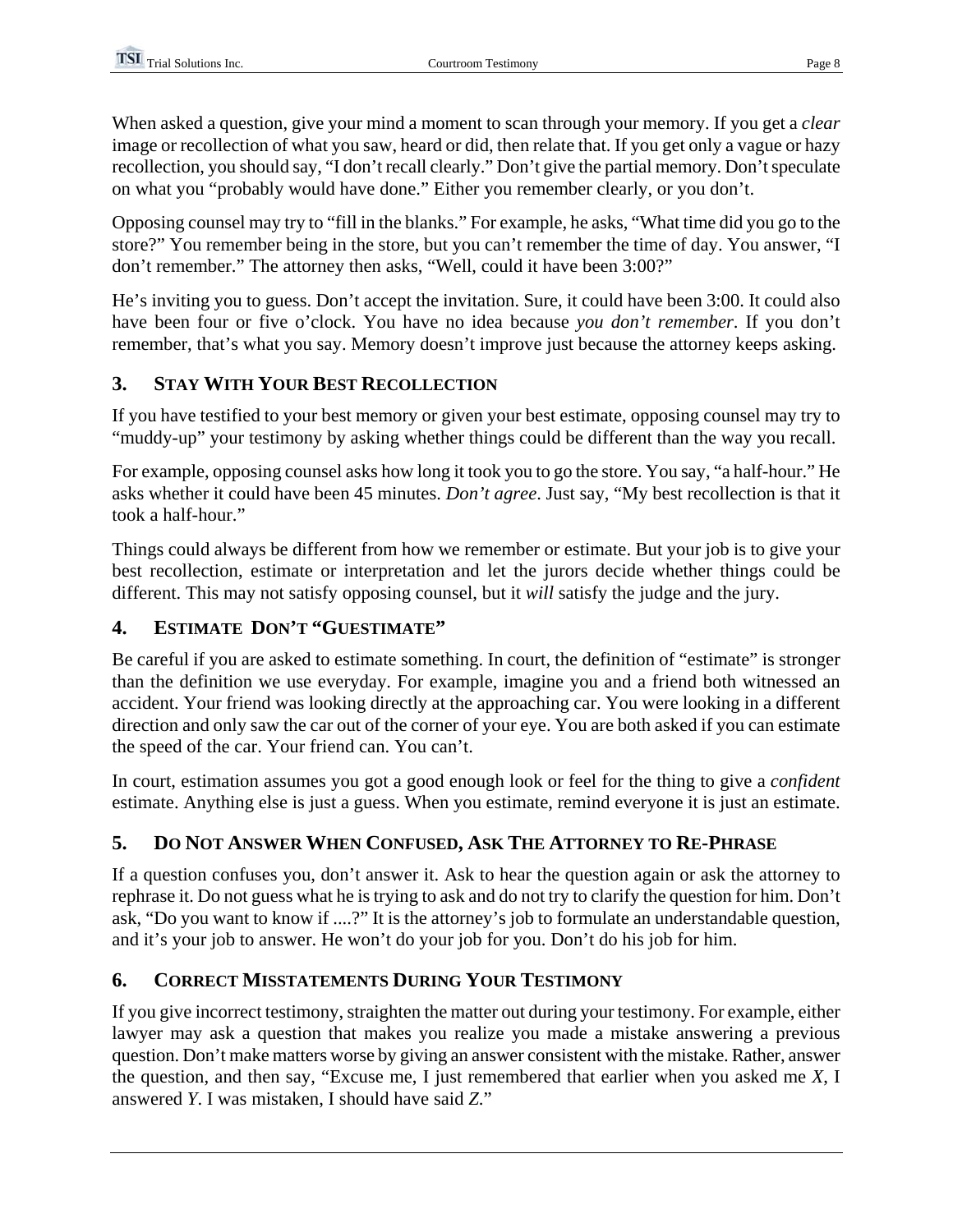When asked a question, give your mind a moment to scan through your memory. If you get a *clear* image or recollection of what you saw, heard or did, then relate that. If you get only a vague or hazy recollection, you should say, "I don't recall clearly." Don't give the partial memory. Don't speculate on what you "probably would have done." Either you remember clearly, or you don't.

Opposing counsel may try to "fill in the blanks." For example, he asks, "What time did you go to the store?" You remember being in the store, but you can't remember the time of day. You answer, "I don't remember." The attorney then asks, "Well, could it have been 3:00?"

He's inviting you to guess. Don't accept the invitation. Sure, it could have been 3:00. It could also have been four or five o'clock. You have no idea because *you don't remember*. If you don't remember, that's what you say. Memory doesn't improve just because the attorney keeps asking.

## 3. Stay With Your Best Recollection

If you have testified to your best memory or given your best estimate, opposing counsel may try to "muddy-up" your testimony by asking whether things could be different than the way you recall.

For example, opposing counsel asks how long it took you to go the store. You say, "a half-hour." He asks whether it could have been 45 minutes. *Don't agree*. Just say, "My best recollection is that it took a half-hour."

Things could always be different from how we remember or estimate. But your job is to give your best recollection, estimate or interpretation and let the jurors decide whether things could be different. This may not satisfy opposing counsel, but it *will* satisfy the judge and the jury.

## 4. Estimate Don't "Guestimate"

Be careful if you are asked to estimate something. In court, the definition of "estimate" is stronger than the definition we use everyday. For example, imagine you and a friend both witnessed an accident. Your friend was looking directly at the approaching car. You were looking in a different direction and only saw the car out of the corner of your eye. You are both asked if you can estimate the speed of the car. Your friend can. You can't.

In court, estimation assumes you got a good enough look or feel for the thing to give a *confident* estimate. Anything else is just a guess. When you estimate, remind everyone it is just an estimate.

## 5. Do Not Answer When Confused, Ask The Attorney to Re-Phrase

If a question confuses you, don't answer it. Ask to hear the question again or ask the attorney to rephrase it. Do not guess what he is trying to ask and do not try to clarify the question for him. Don't ask, "Do you want to know if ....?" It is the attorney's job to formulate an understandable question, and it's your job to answer. He won't do your job for you. Don't do his job for him.

## 6. Correct Misstatements During Your Testimony

If you give incorrect testimony, straighten the matter out during your testimony. For example, either lawyer may ask a question that makes you realize you made a mistake answering a previous question. Don't make matters worse by giving an answer consistent with the mistake. Rather, answer the question, and then say, "Excuse me, I just remembered that earlier when you asked me *X*, I answered *Y*. I was mistaken, I should have said *Z*."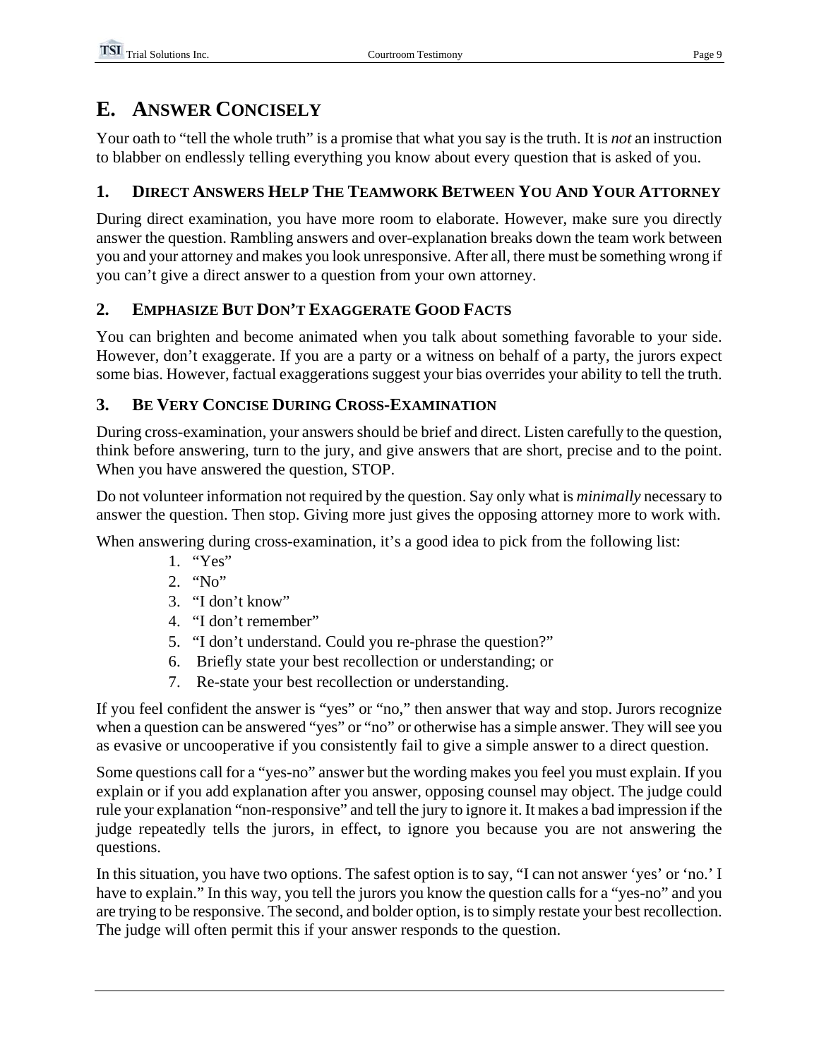## E. Answer Concisely

Your oath to "tell the whole truth" is a promise that what you say is the truth. It is *not* an instruction to blabber on endlessly telling everything you know about every question that is asked of you.

### 1. Direct Answers Help The Teamwork Between You And Your Attorney

During direct examination, you have more room to elaborate. However, make sure you directly answer the question. Rambling answers and over-explanation breaks down the team work between you and your attorney and makes you look unresponsive. After all, there must be something wrong if you can't give a direct answer to a question from your own attorney.

### 2. Emphasize But Don't Exaggerate Good Facts

You can brighten and become animated when you talk about something favorable to your side. However, don't exaggerate. If you are a party or a witness on behalf of a party, the jurors expect some bias. However, factual exaggerations suggest your bias overrides your ability to tell the truth.

### 3. Be Very Concise During Cross-Examination

During cross-examination, your answers should be brief and direct. Listen carefully to the question, think before answering, turn to the jury, and give answers that are short, precise and to the point. When you have answered the question, STOP.

Do not volunteer information not required by the question. Say only what is *minimally* necessary to answer the question. Then stop. Giving more just gives the opposing attorney more to work with.

When answering during cross-examination, it's a good idea to pick from the following list:

1. "Yes"
2. "No"
3. "I don't know"
4. "I don't remember"
5. "I don't understand. Could you re-phrase the question?"
6. Briefly state your best recollection or understanding; or
7. Re-state your best recollection or understanding.

If you feel confident the answer is "yes" or "no," then answer that way and stop. Jurors recognize when a question can be answered "yes" or "no" or otherwise has a simple answer. They will see you as evasive or uncooperative if you consistently fail to give a simple answer to a direct question.

Some questions call for a "yes-no" answer but the wording makes you feel you must explain. If you explain or if you add explanation after you answer, opposing counsel may object. The judge could rule your explanation "non-responsive" and tell the jury to ignore it. It makes a bad impression if the judge repeatedly tells the jurors, in effect, to ignore you because you are not answering the questions.

In this situation, you have two options. The safest option is to say, "I can not answer 'yes' or 'no.' I have to explain." In this way, you tell the jurors you know the question calls for a "yes-no" and you are trying to be responsive. The second, and bolder option, is to simply restate your best recollection. The judge will often permit this if your answer responds to the question.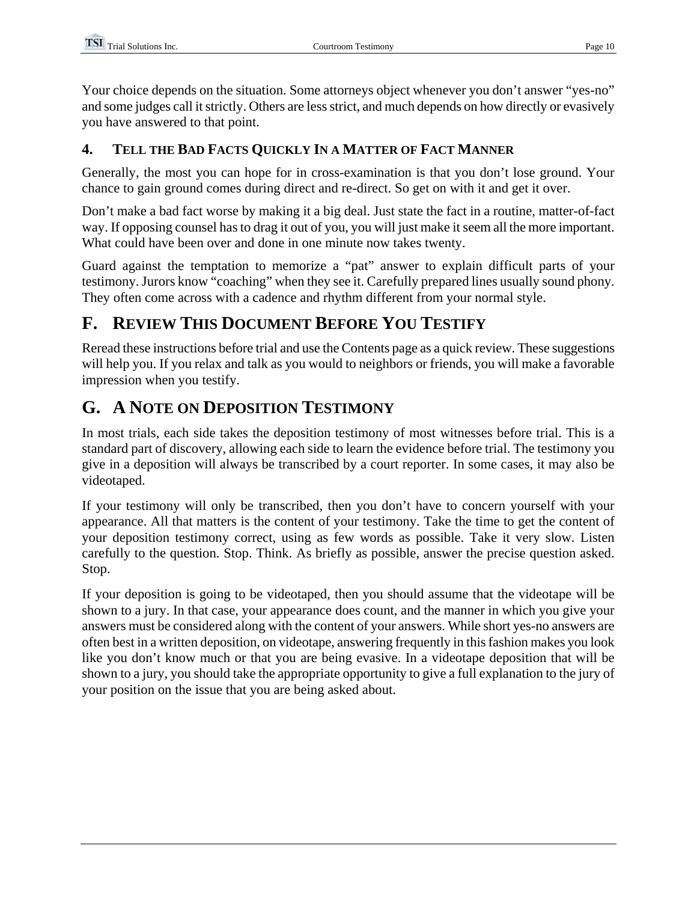Your choice depends on the situation. Some attorneys object whenever you don't answer "yes-no" and some judges call it strictly. Others are less strict, and much depends on how directly or evasively you have answered to that point.

### 4. TELL THE BAD FACTS QUICKLY IN A MATTER OF FACT MANNER

Generally, the most you can hope for in cross-examination is that you don't lose ground. Your chance to gain ground comes during direct and re-direct. So get on with it and get it over.

Don't make a bad fact worse by making it a big deal. Just state the fact in a routine, matter-of-fact way. If opposing counsel has to drag it out of you, you will just make it seem all the more important. What could have been over and done in one minute now takes twenty.

Guard against the temptation to memorize a "pat" answer to explain difficult parts of your testimony. Jurors know "coaching" when they see it. Carefully prepared lines usually sound phony. They often come across with a cadence and rhythm different from your normal style.

## F. REVIEW THIS DOCUMENT BEFORE YOU TESTIFY

Reread these instructions before trial and use the Contents page as a quick review. These suggestions will help you. If you relax and talk as you would to neighbors or friends, you will make a favorable impression when you testify.

## G. A NOTE ON DEPOSITION TESTIMONY

In most trials, each side takes the deposition testimony of most witnesses before trial. This is a standard part of discovery, allowing each side to learn the evidence before trial. The testimony you give in a deposition will always be transcribed by a court reporter. In some cases, it may also be videotaped.

If your testimony will only be transcribed, then you don't have to concern yourself with your appearance. All that matters is the content of your testimony. Take the time to get the content of your deposition testimony correct, using as few words as possible. Take it very slow. Listen carefully to the question. Stop. Think. As briefly as possible, answer the precise question asked. Stop.

If your deposition is going to be videotaped, then you should assume that the videotape will be shown to a jury. In that case, your appearance does count, and the manner in which you give your answers must be considered along with the content of your answers. While short yes-no answers are often best in a written deposition, on videotape, answering frequently in this fashion makes you look like you don't know much or that you are being evasive. In a videotape deposition that will be shown to a jury, you should take the appropriate opportunity to give a full explanation to the jury of your position on the issue that you are being asked about.